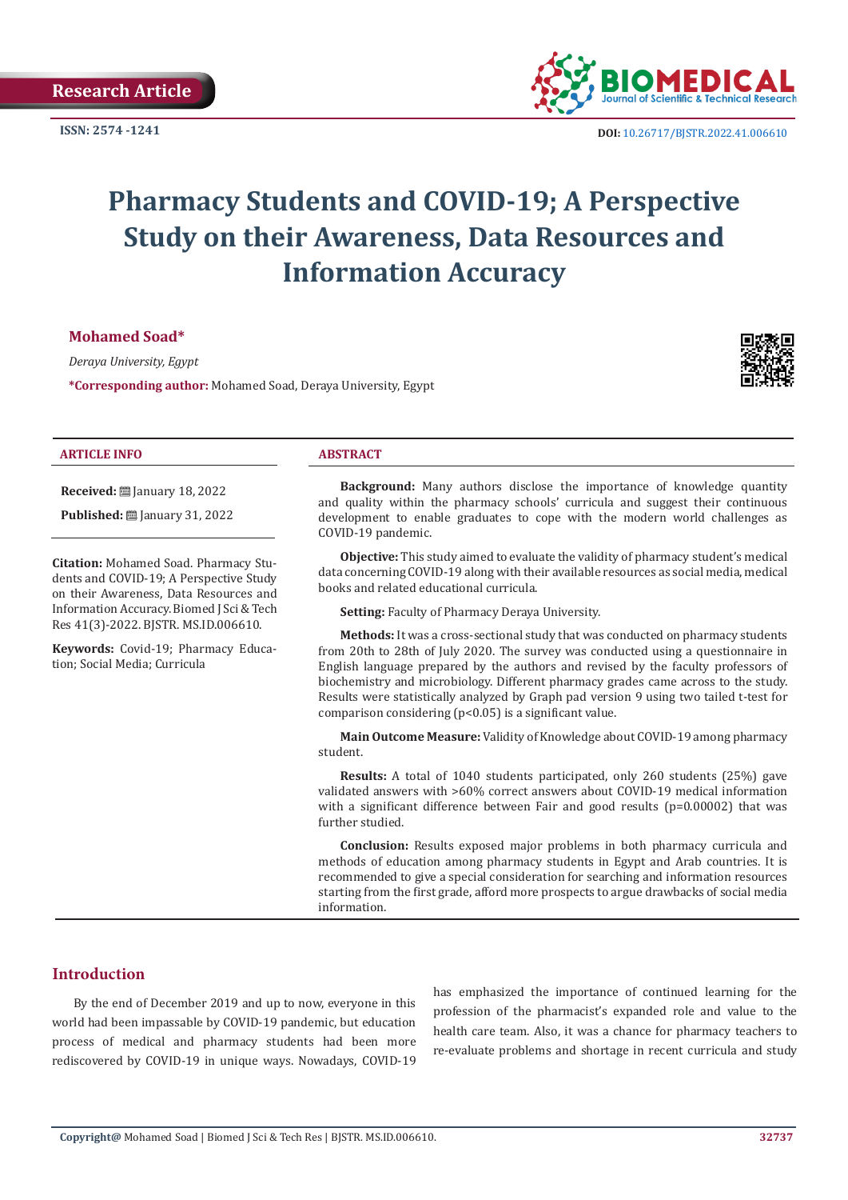Research Article

ISSN: 2574 -1241

DOI: 10.26717/BJSTR.2022.41.006610

# Pharmacy Students and COVID-19; A Perspective Study on their Awareness, Data Resources and Information Accuracy

**Mohamed Soad***

*Deraya University, Egypt*

***Corresponding author:** Mohamed Soad, Deraya University, Egypt

**ARTICLE INFO**

**Received:** January 18, 2022

**Published:** January 31, 2022

**Citation:** Mohamed Soad. Pharmacy Students and COVID-19; A Perspective Study on their Awareness, Data Resources and Information Accuracy. Biomed J Sci & Tech Res 41(3)-2022. BJSTR. MS.ID.006610.

**Keywords:** Covid-19; Pharmacy Education; Social Media; Curricula

**ABSTRACT**

**Background:** Many authors disclose the importance of knowledge quantity and quality within the pharmacy schools' curricula and suggest their continuous development to enable graduates to cope with the modern world challenges as COVID-19 pandemic.

**Objective:** This study aimed to evaluate the validity of pharmacy student's medical data concerning COVID-19 along with their available resources as social media, medical books and related educational curricula.

**Setting:** Faculty of Pharmacy Deraya University.

**Methods:** It was a cross-sectional study that was conducted on pharmacy students from 20th to 28th of July 2020. The survey was conducted using a questionnaire in English language prepared by the authors and revised by the faculty professors of biochemistry and microbiology. Different pharmacy grades came across to the study. Results were statistically analyzed by Graph pad version 9 using two tailed t-test for comparison considering ($p<0.05$) is a significant value.

**Main Outcome Measure:** Validity of Knowledge about COVID-19 among pharmacy student.

**Results:** A total of 1040 students participated, only 260 students (25%) gave validated answers with >60% correct answers about COVID-19 medical information with a significant difference between Fair and good results ($p=0.00002$) that was further studied.

**Conclusion:** Results exposed major problems in both pharmacy curricula and methods of education among pharmacy students in Egypt and Arab countries. It is recommended to give a special consideration for searching and information resources starting from the first grade, afford more prospects to argue drawbacks of social media information.

## Introduction

By the end of December 2019 and up to now, everyone in this world had been impassable by COVID-19 pandemic, but education process of medical and pharmacy students had been more rediscovered by COVID-19 in unique ways. Nowadays, COVID-19 has emphasized the importance of continued learning for the profession of the pharmacist's expanded role and value to the health care team. Also, it was a chance for pharmacy teachers to re-evaluate problems and shortage in recent curricula and study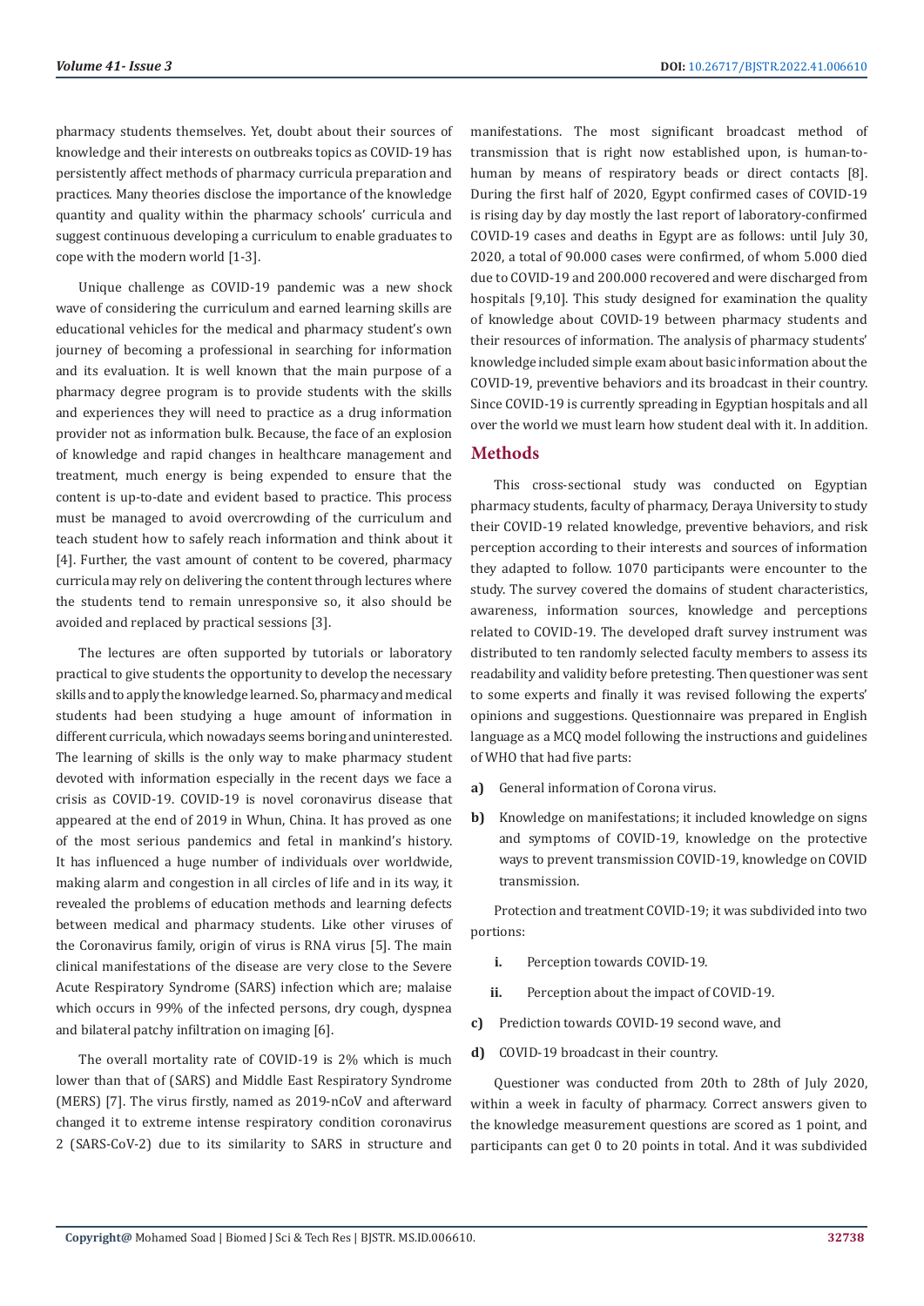pharmacy students themselves. Yet, doubt about their sources of knowledge and their interests on outbreaks topics as COVID-19 has persistently affect methods of pharmacy curricula preparation and practices. Many theories disclose the importance of the knowledge quantity and quality within the pharmacy schools' curricula and suggest continuous developing a curriculum to enable graduates to cope with the modern world [1-3].

Unique challenge as COVID-19 pandemic was a new shock wave of considering the curriculum and earned learning skills are educational vehicles for the medical and pharmacy student's own journey of becoming a professional in searching for information and its evaluation. It is well known that the main purpose of a pharmacy degree program is to provide students with the skills and experiences they will need to practice as a drug information provider not as information bulk. Because, the face of an explosion of knowledge and rapid changes in healthcare management and treatment, much energy is being expended to ensure that the content is up-to-date and evident based to practice. This process must be managed to avoid overcrowding of the curriculum and teach student how to safely reach information and think about it [4]. Further, the vast amount of content to be covered, pharmacy curricula may rely on delivering the content through lectures where the students tend to remain unresponsive so, it also should be avoided and replaced by practical sessions [3].

The lectures are often supported by tutorials or laboratory practical to give students the opportunity to develop the necessary skills and to apply the knowledge learned. So, pharmacy and medical students had been studying a huge amount of information in different curricula, which nowadays seems boring and uninterested. The learning of skills is the only way to make pharmacy student devoted with information especially in the recent days we face a crisis as COVID-19. COVID-19 is novel coronavirus disease that appeared at the end of 2019 in Whun, China. It has proved as one of the most serious pandemics and fetal in mankind's history. It has influenced a huge number of individuals over worldwide, making alarm and congestion in all circles of life and in its way, it revealed the problems of education methods and learning defects between medical and pharmacy students. Like other viruses of the Coronavirus family, origin of virus is RNA virus [5]. The main clinical manifestations of the disease are very close to the Severe Acute Respiratory Syndrome (SARS) infection which are; malaise which occurs in 99% of the infected persons, dry cough, dyspnea and bilateral patchy infiltration on imaging [6].

The overall mortality rate of COVID-19 is 2% which is much lower than that of (SARS) and Middle East Respiratory Syndrome (MERS) [7]. The virus firstly, named as 2019-nCoV and afterward changed it to extreme intense respiratory condition coronavirus 2 (SARS-CoV-2) due to its similarity to SARS in structure and manifestations. The most significant broadcast method of transmission that is right now established upon, is human-to-human by means of respiratory beads or direct contacts [8]. During the first half of 2020, Egypt confirmed cases of COVID-19 is rising day by day mostly the last report of laboratory-confirmed COVID-19 cases and deaths in Egypt are as follows: until July 30, 2020, a total of 90.000 cases were confirmed, of whom 5.000 died due to COVID-19 and 200.000 recovered and were discharged from hospitals [9,10]. This study designed for examination the quality of knowledge about COVID-19 between pharmacy students and their resources of information. The analysis of pharmacy students' knowledge included simple exam about basic information about the COVID-19, preventive behaviors and its broadcast in their country. Since COVID-19 is currently spreading in Egyptian hospitals and all over the world we must learn how student deal with it. In addition.

## Methods

This cross-sectional study was conducted on Egyptian pharmacy students, faculty of pharmacy, Deraya University to study their COVID-19 related knowledge, preventive behaviors, and risk perception according to their interests and sources of information they adapted to follow. 1070 participants were encounter to the study. The survey covered the domains of student characteristics, awareness, information sources, knowledge and perceptions related to COVID-19. The developed draft survey instrument was distributed to ten randomly selected faculty members to assess its readability and validity before pretesting. Then questioner was sent to some experts and finally it was revised following the experts' opinions and suggestions. Questionnaire was prepared in English language as a MCQ model following the instructions and guidelines of WHO that had five parts:

a) General information of Corona virus.

b) Knowledge on manifestations; it included knowledge on signs and symptoms of COVID-19, knowledge on the protective ways to prevent transmission COVID-19, knowledge on COVID transmission.

Protection and treatment COVID-19; it was subdivided into two portions:

i. Perception towards COVID-19.

ii. Perception about the impact of COVID-19.

c) Prediction towards COVID-19 second wave, and

d) COVID-19 broadcast in their country.

Questioner was conducted from 20th to 28th of July 2020, within a week in faculty of pharmacy. Correct answers given to the knowledge measurement questions are scored as 1 point, and participants can get 0 to 20 points in total. And it was subdivided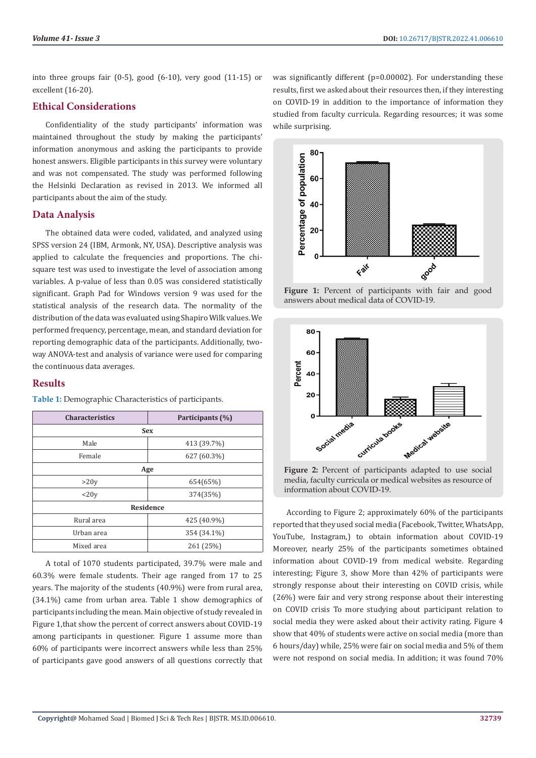into three groups fair (0-5), good (6-10), very good (11-15) or excellent (16-20).

## Ethical Considerations

Confidentiality of the study participants' information was maintained throughout the study by making the participants' information anonymous and asking the participants to provide honest answers. Eligible participants in this survey were voluntary and was not compensated. The study was performed following the Helsinki Declaration as revised in 2013. We informed all participants about the aim of the study.

## Data Analysis

The obtained data were coded, validated, and analyzed using SPSS version 24 (IBM, Armonk, NY, USA). Descriptive analysis was applied to calculate the frequencies and proportions. The chi-square test was used to investigate the level of association among variables. A p-value of less than 0.05 was considered statistically significant. Graph Pad for Windows version 9 was used for the statistical analysis of the research data. The normality of the distribution of the data was evaluated using Shapiro Wilk values. We performed frequency, percentage, mean, and standard deviation for reporting demographic data of the participants. Additionally, two-way ANOVA-test and analysis of variance were used for comparing the continuous data averages.

## Results

**Table 1:** Demographic Characteristics of participants.

| Characteristics | Participants (%) |
|---|---|
| **Sex** | |
| Male | 413 (39.7%) |
| Female | 627 (60.3%) |
| **Age** | |
| >20y | 654(65%) |
| <20y | 374(35%) |
| **Residence** | |
| Rural area | 425 (40.9%) |
| Urban area | 354 (34.1%) |
| Mixed area | 261 (25%) |

A total of 1070 students participated, 39.7% were male and 60.3% were female students. Their age ranged from 17 to 25 years. The majority of the students (40.9%) were from rural area, (34.1%) came from urban area. Table 1 show demographics of participants including the mean. Main objective of study revealed in Figure 1,that show the percent of correct answers about COVID-19 among participants in questioner. Figure 1 assume more than 60% of participants were incorrect answers while less than 25% of participants gave good answers of all questions correctly that was significantly different (p=0.00002). For understanding these results, first we asked about their resources then, if they interesting on COVID-19 in addition to the importance of information they studied from faculty curricula. Regarding resources; it was some while surprising.

**Figure 1:** Percent of participants with fair and good answers about medical data of COVID-19.

**Figure 2:** Percent of participants adapted to use social media, faculty curricula or medical websites as resource of information about COVID-19.

According to Figure 2; approximately 60% of the participants reported that they used social media (Facebook, Twitter, WhatsApp, YouTube, Instagram,) to obtain information about COVID-19 Moreover, nearly 25% of the participants sometimes obtained information about COVID-19 from medical website. Regarding interesting; Figure 3, show More than 42% of participants were strongly response about their interesting on COVID crisis, while (26%) were fair and very strong response about their interesting on COVID crisis To more studying about participant relation to social media they were asked about their activity rating. Figure 4 show that 40% of students were active on social media (more than 6 hours/day) while, 25% were fair on social media and 5% of them were not respond on social media. In addition; it was found 70%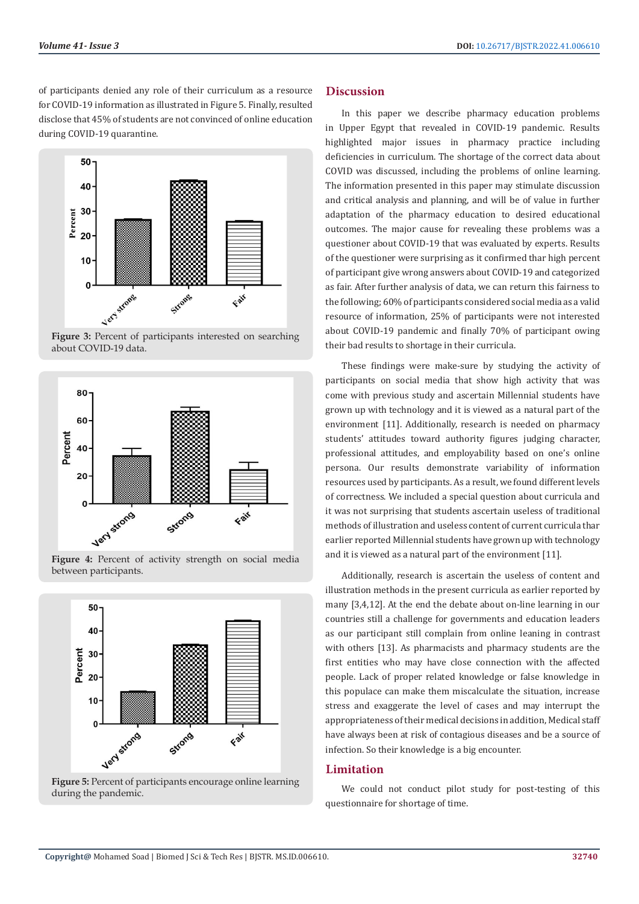of participants denied any role of their curriculum as a resource for COVID-19 information as illustrated in Figure 5. Finally, resulted disclose that 45% of students are not convinced of online education during COVID-19 quarantine.

**Figure 3:** Percent of participants interested on searching about COVID-19 data.

**Figure 4:** Percent of activity strength on social media between participants.

**Figure 5:** Percent of participants encourage online learning during the pandemic.

## Discussion

In this paper we describe pharmacy education problems in Upper Egypt that revealed in COVID-19 pandemic. Results highlighted major issues in pharmacy practice including deficiencies in curriculum. The shortage of the correct data about COVID was discussed, including the problems of online learning. The information presented in this paper may stimulate discussion and critical analysis and planning, and will be of value in further adaptation of the pharmacy education to desired educational outcomes. The major cause for revealing these problems was a questioner about COVID-19 that was evaluated by experts. Results of the questioner were surprising as it confirmed than high percent of participant give wrong answers about COVID-19 and categorized as fair. After further analysis of data, we can return this fairness to the following; 60% of participants considered social media as a valid resource of information, 25% of participants were not interested about COVID-19 pandemic and finally 70% of participant owing their bad results to shortage in their curricula.

These findings were make-sure by studying the activity of participants on social media that show high activity that was come with previous study and ascertain Millennial students have grown up with technology and it is viewed as a natural part of the environment [11]. Additionally, research is needed on pharmacy students' attitudes toward authority figures judging character, professional attitudes, and employability based on one's online persona. Our results demonstrate variability of information resources used by participants. As a result, we found different levels of correctness. We included a special question about curricula and it was not surprising that students ascertain useless of traditional methods of illustration and useless content of current curricula thar earlier reported Millennial students have grown up with technology and it is viewed as a natural part of the environment [11].

Additionally, research is ascertain the useless of content and illustration methods in the present curricula as earlier reported by many [3,4,12]. At the end the debate about on-line learning in our countries still a challenge for governments and education leaders as our participant still complain from online leaning in contrast with others [13]. As pharmacists and pharmacy students are the first entities who may have close connection with the affected people. Lack of proper related knowledge or false knowledge in this populace can make them miscalculate the situation, increase stress and exaggerate the level of cases and may interrupt the appropriateness of their medical decisions in addition, Medical staff have always been at risk of contagious diseases and be a source of infection. So their knowledge is a big encounter.

## Limitation

We could not conduct pilot study for post-testing of this questionnaire for shortage of time.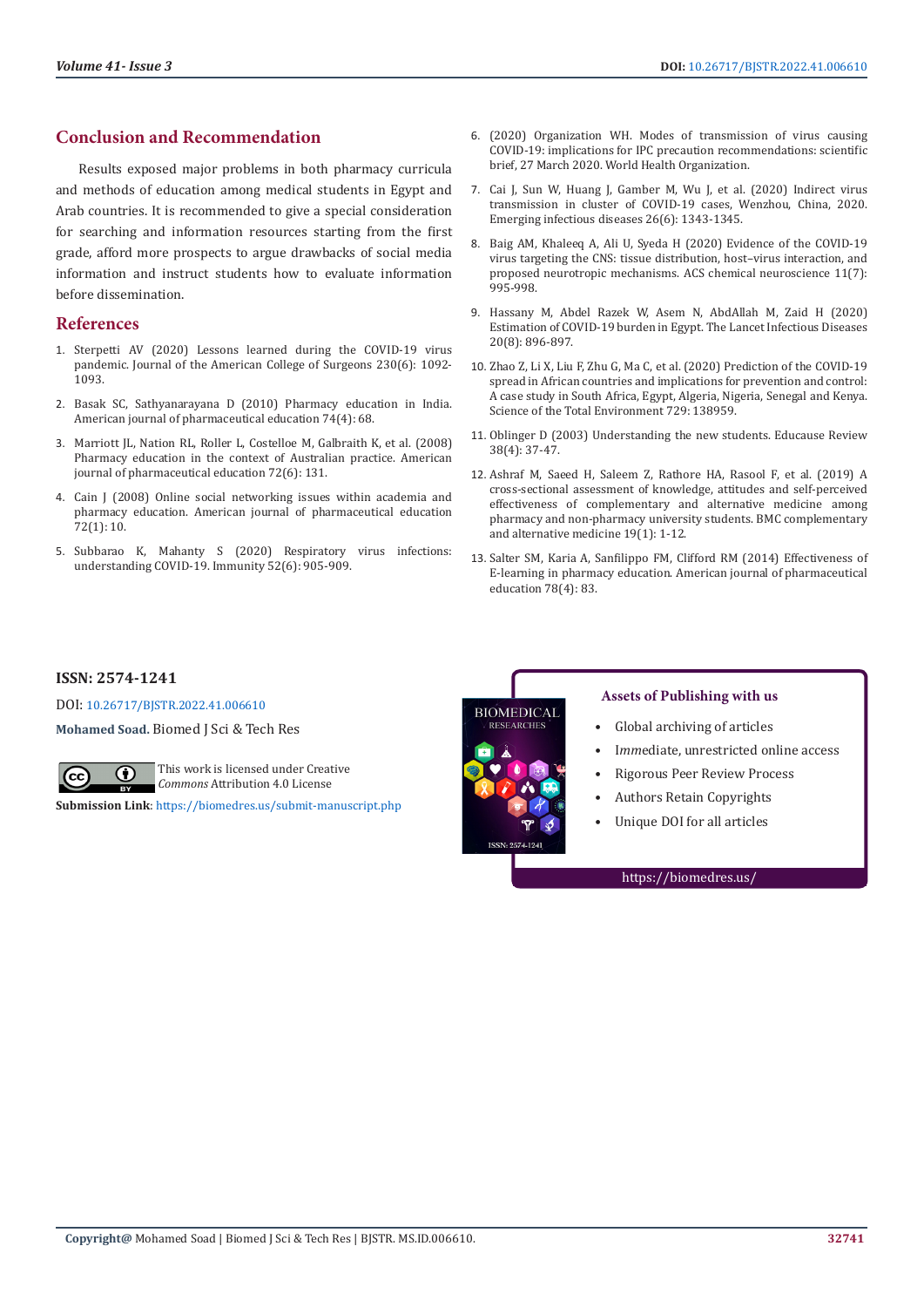## Conclusion and Recommendation

Results exposed major problems in both pharmacy curricula and methods of education among medical students in Egypt and Arab countries. It is recommended to give a special consideration for searching and information resources starting from the first grade, afford more prospects to argue drawbacks of social media information and instruct students how to evaluate information before dissemination.

## References

1. Sterpetti AV (2020) Lessons learned during the COVID-19 virus pandemic. Journal of the American College of Surgeons 230(6): 1092-1093.
2. Basak SC, Sathyanarayana D (2010) Pharmacy education in India. American journal of pharmaceutical education 74(4): 68.
3. Marriott JL, Nation RL, Roller L, Costelloe M, Galbraith K, et al. (2008) Pharmacy education in the context of Australian practice. American journal of pharmaceutical education 72(6): 131.
4. Cain J (2008) Online social networking issues within academia and pharmacy education. American journal of pharmaceutical education 72(1): 10.
5. Subbarao K, Mahanty S (2020) Respiratory virus infections: understanding COVID-19. Immunity 52(6): 905-909.
6. (2020) Organization WH. Modes of transmission of virus causing COVID-19: implications for IPC precaution recommendations: scientific brief, 27 March 2020. World Health Organization.
7. Cai J, Sun W, Huang J, Gamber M, Wu J, et al. (2020) Indirect virus transmission in cluster of COVID-19 cases, Wenzhou, China, 2020. Emerging infectious diseases 26(6): 1343-1345.
8. Baig AM, Khaleeq A, Ali U, Syeda H (2020) Evidence of the COVID-19 virus targeting the CNS: tissue distribution, host–virus interaction, and proposed neurotropic mechanisms. ACS chemical neuroscience 11(7): 995-998.
9. Hassany M, Abdel Razek W, Asem N, AbdAllah M, Zaid H (2020) Estimation of COVID-19 burden in Egypt. The Lancet Infectious Diseases 20(8): 896-897.
10. Zhao Z, Li X, Liu F, Zhu G, Ma C, et al. (2020) Prediction of the COVID-19 spread in African countries and implications for prevention and control: A case study in South Africa, Egypt, Algeria, Nigeria, Senegal and Kenya. Science of the Total Environment 729: 138959.
11. Oblinger D (2003) Understanding the new students. Educause Review 38(4): 37-47.
12. Ashraf M, Saeed H, Saleem Z, Rathore HA, Rasool F, et al. (2019) A cross-sectional assessment of knowledge, attitudes and self-perceived effectiveness of complementary and alternative medicine among pharmacy and non-pharmacy university students. BMC complementary and alternative medicine 19(1): 1-12.
13. Salter SM, Karia A, Sanfilippo FM, Clifford RM (2014) Effectiveness of E-learning in pharmacy education. American journal of pharmaceutical education 78(4): 83.

**ISSN: 2574-1241**

DOI: 10.26717/BJSTR.2022.41.006610

**Mohamed Soad.** Biomed J Sci & Tech Res

This work is licensed under Creative *Commons* Attribution 4.0 License

**Submission Link**: https://biomedres.us/submit-manuscript.php

**Assets of Publishing with us**

- Global archiving of articles
- Immediate, unrestricted online access
- Rigorous Peer Review Process
- Authors Retain Copyrights
- Unique DOI for all articles

https://biomedres.us/